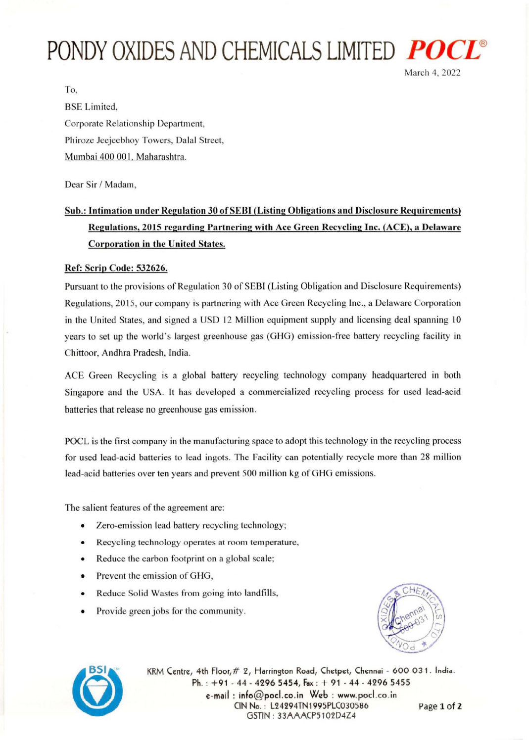# PONDY OXIDES AND CHEMICALS LIMITED *POCL*®

March 4, 2022

To,

BSE Limited,

Corporate Relationship Department,

Phiroze Jeejeebhoy Towers, Dalal Street,

Mumbai 400 001, Maharashtra.

Dear Sir / Madam,

**Sub.: Intimation under Regulation 30 of SEBI (Listing Obligations and Disclosure Requirements) Regulations, 2015 regarding Partnering with Ace Green Recycling Inc. (ACE), a Delaware Corporation in the United States.**

**Ref: Scrip Code: 532626.**

Pursuant to the provisions of Regulation 30 of SEBI (Listing Obligation and Disclosure Requirements) Regulations, 2015, our company is partnering with Ace Green Recycling Inc., a Delaware Corporation in the United States, and signed a USD 12 Million equipment supply and licensing deal spanning 10 years to set up the world's largest greenhouse gas (GHG) emission-free battery recycling facility in Chittoor, Andhra Pradesh, India.

ACE Green Recycling is a global battery recycling technology company headquartered in both Singapore and the USA. It has developed a commercialized recycling process for used lead-acid batteries that release no greenhouse gas emission.

POCL is the first company in the manufacturing space to adopt this technology in the recycling process for used lead-acid batteries to lead ingots. The Facility can potentially recycle more than 28 million lead-acid batteries over ten years and prevent 500 million kg of GHG emissions.

The salient features of the agreement are:

- Zero-emission lead battery recycling technology;
- Recycling technology operates at room temperature,
- Reduce the carbon footprint on a global scale;
- Prevent the emission of GHG,
- Reduce Solid Wastes from going into landfills,
- Provide green jobs for the community.

KRM Centre, 4th Floor, # 2, Harrington Road, Chetpet, Chennai - 600 031. India.
Ph. : +91 - 44 - 4296 5454, Fax : + 91 - 44 - 4296 5455
e-mail : info@pocl.co.in Web : www.pocl.co.in
CIN No. : L24294TN1995PLC030586
GSTIN : 33AAACP5102D4Z4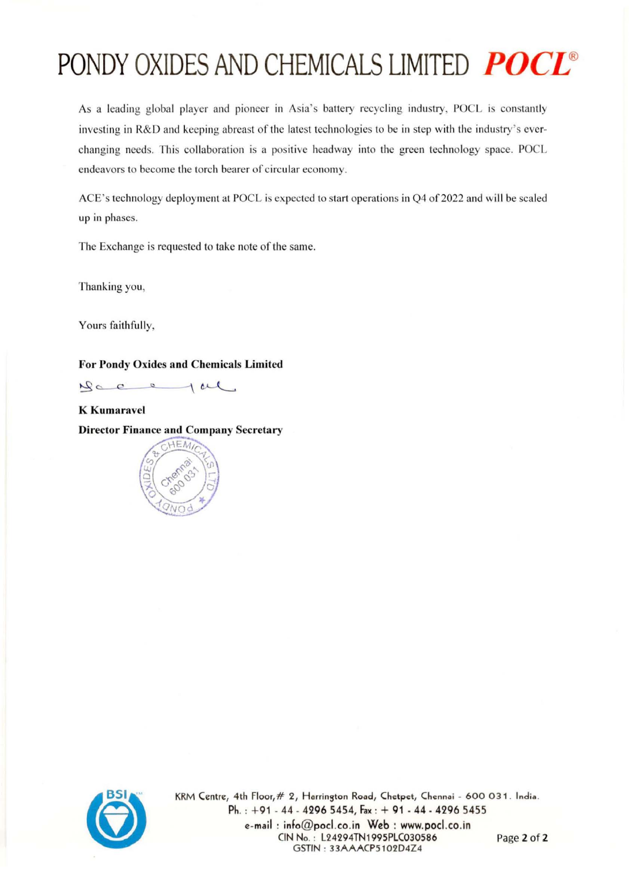# PONDY OXIDES AND CHEMICALS LIMITED *POCL*®

As a leading global player and pioneer in Asia's battery recycling industry, POCL is constantly investing in R&D and keeping abreast of the latest technologies to be in step with the industry's ever-changing needs. This collaboration is a positive headway into the green technology space. POCL endeavors to become the torch bearer of circular economy.

ACE's technology deployment at POCL is expected to start operations in Q4 of 2022 and will be scaled up in phases.

The Exchange is requested to take note of the same.

Thanking you,

Yours faithfully,

**For Pondy Oxides and Chemicals Limited**

**K Kumaravel**

**Director Finance and Company Secretary**

KRM Centre, 4th Floor, # 2, Harrington Road, Chetpet, Chennai - 600 031. India.
Ph. : +91 - 44 - 4296 5454, Fax : + 91 - 44 - 4296 5455
e-mail : info@pocl.co.in Web : www.pocl.co.in
CIN No. : L24294TN1995PLC030586
GSTIN : 33AAACP5102D4Z4